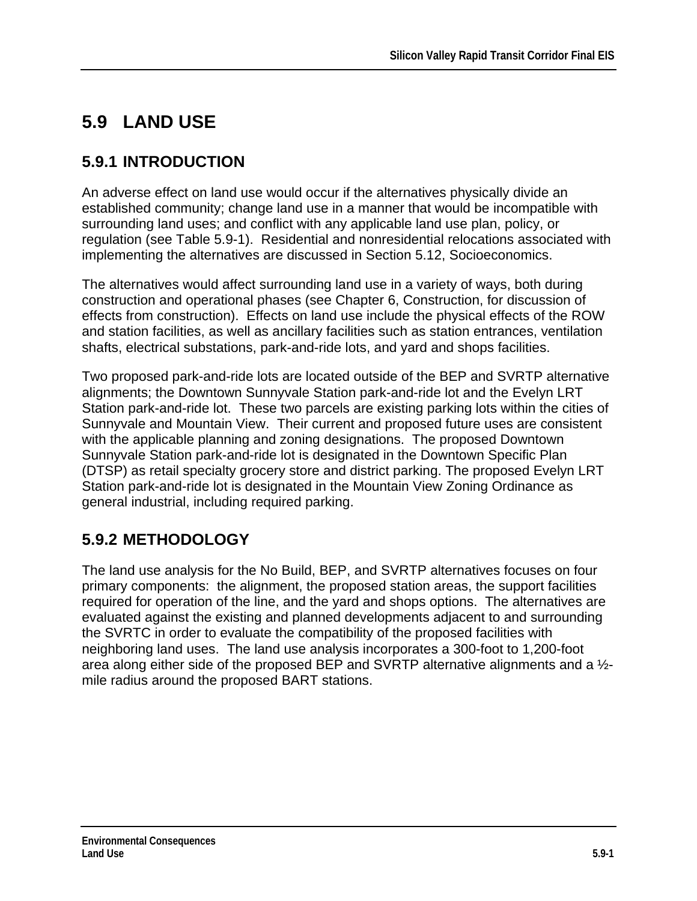# 5.9 LAND USE

## 5.9.1 INTRODUCTION

An adverse effect on land use would occur if the alternatives physically divide an established community; change land use in a manner that would be incompatible with surrounding land uses; and conflict with any applicable land use plan, policy, or regulation (see Table 5.9-1). Residential and nonresidential relocations associated with implementing the alternatives are discussed in Section 5.12, Socioeconomics.

The alternatives would affect surrounding land use in a variety of ways, both during construction and operational phases (see Chapter 6, Construction, for discussion of effects from construction). Effects on land use include the physical effects of the ROW and station facilities, as well as ancillary facilities such as station entrances, ventilation shafts, electrical substations, park-and-ride lots, and yard and shops facilities.

Two proposed park-and-ride lots are located outside of the BEP and SVRTP alternative alignments; the Downtown Sunnyvale Station park-and-ride lot and the Evelyn LRT Station park-and-ride lot. These two parcels are existing parking lots within the cities of Sunnyvale and Mountain View. Their current and proposed future uses are consistent with the applicable planning and zoning designations. The proposed Downtown Sunnyvale Station park-and-ride lot is designated in the Downtown Specific Plan (DTSP) as retail specialty grocery store and district parking. The proposed Evelyn LRT Station park-and-ride lot is designated in the Mountain View Zoning Ordinance as general industrial, including required parking.

## 5.9.2 METHODOLOGY

The land use analysis for the No Build, BEP, and SVRTP alternatives focuses on four primary components: the alignment, the proposed station areas, the support facilities required for operation of the line, and the yard and shops options. The alternatives are evaluated against the existing and planned developments adjacent to and surrounding the SVRTC in order to evaluate the compatibility of the proposed facilities with neighboring land uses. The land use analysis incorporates a 300-foot to 1,200-foot area along either side of the proposed BEP and SVRTP alternative alignments and a ½-mile radius around the proposed BART stations.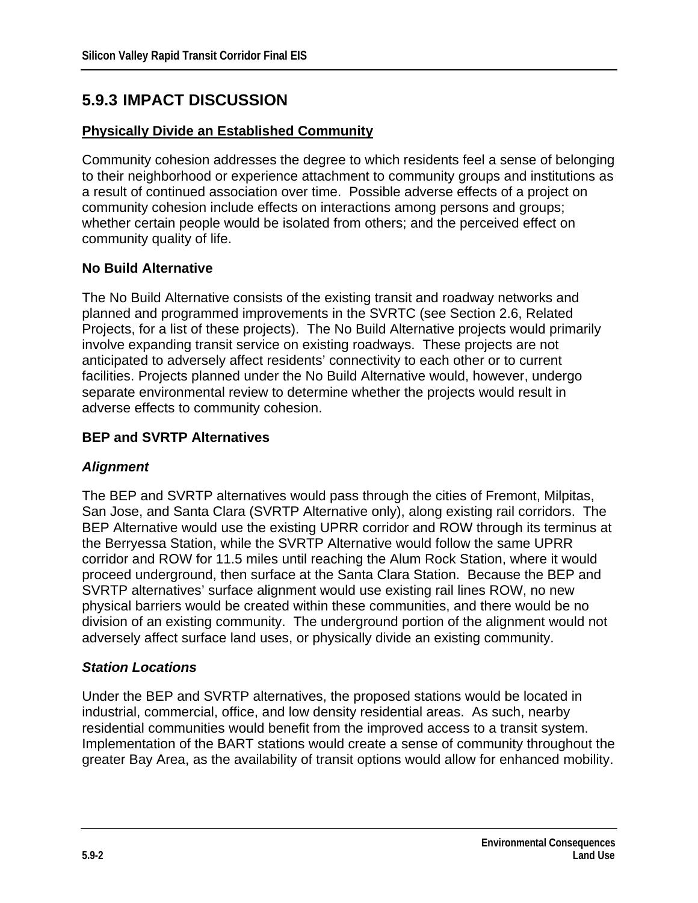## 5.9.3 IMPACT DISCUSSION

**Physically Divide an Established Community**

Community cohesion addresses the degree to which residents feel a sense of belonging to their neighborhood or experience attachment to community groups and institutions as a result of continued association over time. Possible adverse effects of a project on community cohesion include effects on interactions among persons and groups; whether certain people would be isolated from others; and the perceived effect on community quality of life.

### No Build Alternative

The No Build Alternative consists of the existing transit and roadway networks and planned and programmed improvements in the SVRTC (see Section 2.6, Related Projects, for a list of these projects). The No Build Alternative projects would primarily involve expanding transit service on existing roadways. These projects are not anticipated to adversely affect residents' connectivity to each other or to current facilities. Projects planned under the No Build Alternative would, however, undergo separate environmental review to determine whether the projects would result in adverse effects to community cohesion.

### BEP and SVRTP Alternatives

***Alignment***

The BEP and SVRTP alternatives would pass through the cities of Fremont, Milpitas, San Jose, and Santa Clara (SVRTP Alternative only), along existing rail corridors. The BEP Alternative would use the existing UPRR corridor and ROW through its terminus at the Berryessa Station, while the SVRTP Alternative would follow the same UPRR corridor and ROW for 11.5 miles until reaching the Alum Rock Station, where it would proceed underground, then surface at the Santa Clara Station. Because the BEP and SVRTP alternatives' surface alignment would use existing rail lines ROW, no new physical barriers would be created within these communities, and there would be no division of an existing community. The underground portion of the alignment would not adversely affect surface land uses, or physically divide an existing community.

***Station Locations***

Under the BEP and SVRTP alternatives, the proposed stations would be located in industrial, commercial, office, and low density residential areas. As such, nearby residential communities would benefit from the improved access to a transit system. Implementation of the BART stations would create a sense of community throughout the greater Bay Area, as the availability of transit options would allow for enhanced mobility.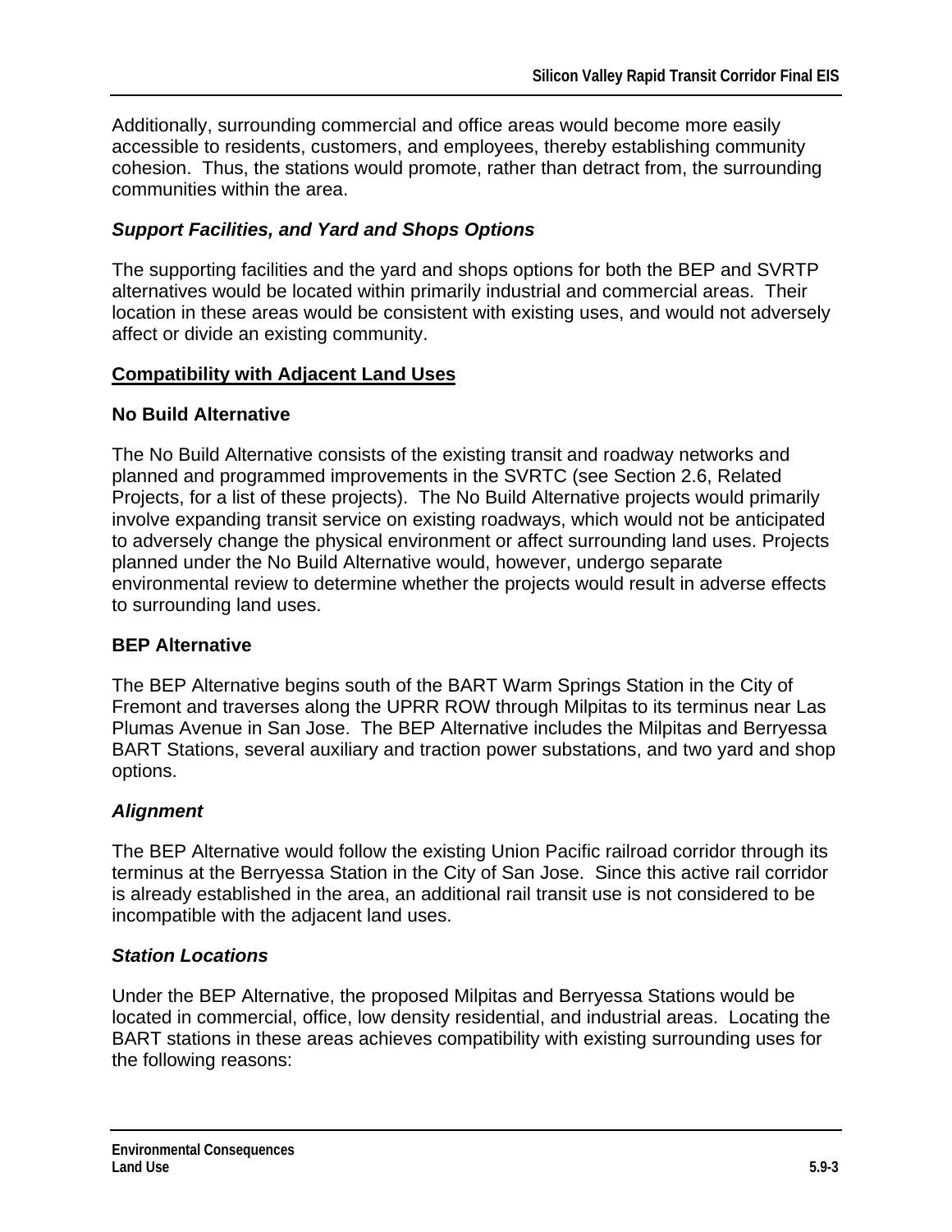Additionally, surrounding commercial and office areas would become more easily accessible to residents, customers, and employees, thereby establishing community cohesion. Thus, the stations would promote, rather than detract from, the surrounding communities within the area.

***Support Facilities, and Yard and Shops Options***

The supporting facilities and the yard and shops options for both the BEP and SVRTP alternatives would be located within primarily industrial and commercial areas. Their location in these areas would be consistent with existing uses, and would not adversely affect or divide an existing community.

## Compatibility with Adjacent Land Uses

### No Build Alternative

The No Build Alternative consists of the existing transit and roadway networks and planned and programmed improvements in the SVRTC (see Section 2.6, Related Projects, for a list of these projects). The No Build Alternative projects would primarily involve expanding transit service on existing roadways, which would not be anticipated to adversely change the physical environment or affect surrounding land uses. Projects planned under the No Build Alternative would, however, undergo separate environmental review to determine whether the projects would result in adverse effects to surrounding land uses.

### BEP Alternative

The BEP Alternative begins south of the BART Warm Springs Station in the City of Fremont and traverses along the UPRR ROW through Milpitas to its terminus near Las Plumas Avenue in San Jose. The BEP Alternative includes the Milpitas and Berryessa BART Stations, several auxiliary and traction power substations, and two yard and shop options.

***Alignment***

The BEP Alternative would follow the existing Union Pacific railroad corridor through its terminus at the Berryessa Station in the City of San Jose. Since this active rail corridor is already established in the area, an additional rail transit use is not considered to be incompatible with the adjacent land uses.

***Station Locations***

Under the BEP Alternative, the proposed Milpitas and Berryessa Stations would be located in commercial, office, low density residential, and industrial areas. Locating the BART stations in these areas achieves compatibility with existing surrounding uses for the following reasons: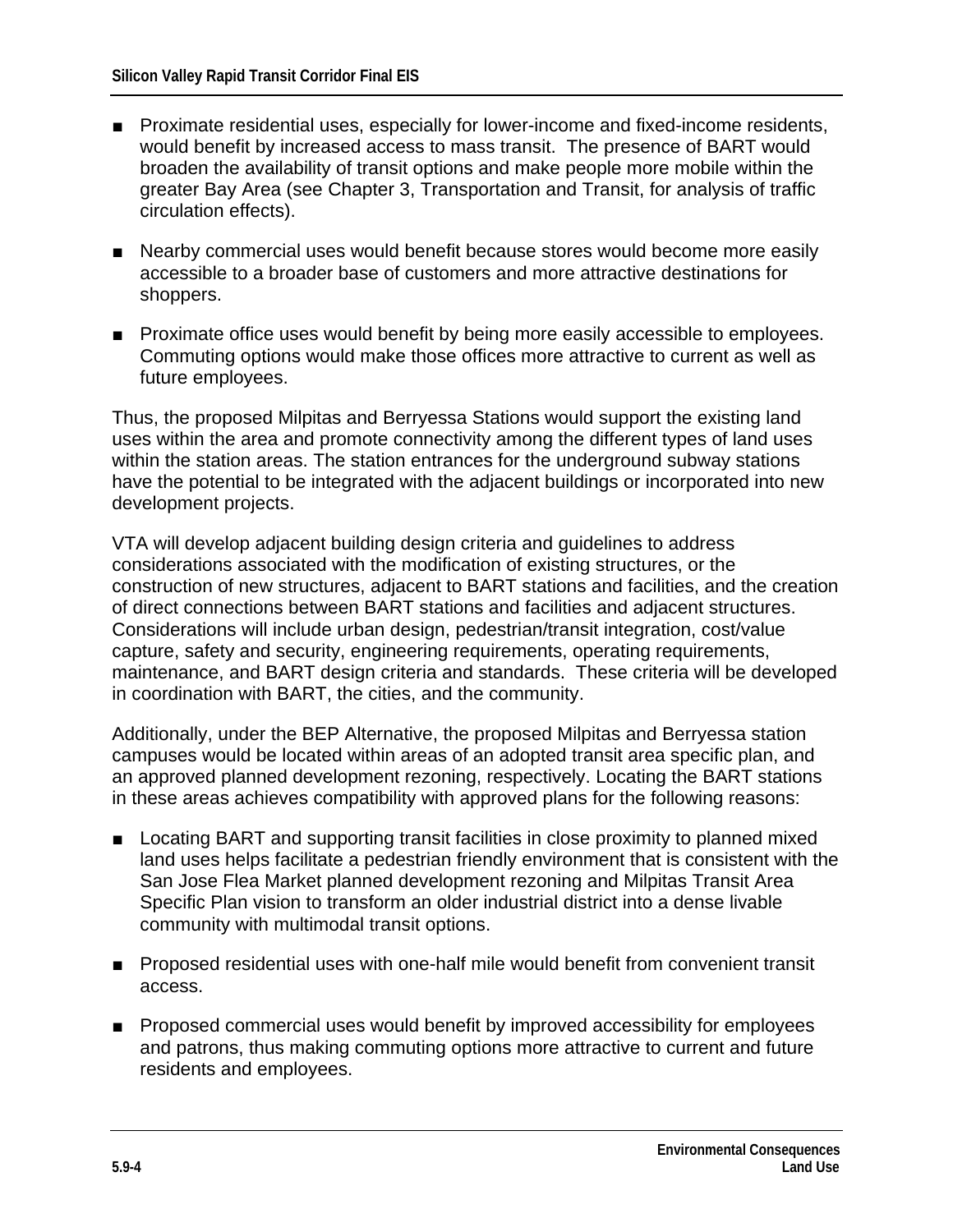- Proximate residential uses, especially for lower-income and fixed-income residents, would benefit by increased access to mass transit. The presence of BART would broaden the availability of transit options and make people more mobile within the greater Bay Area (see Chapter 3, Transportation and Transit, for analysis of traffic circulation effects).

- Nearby commercial uses would benefit because stores would become more easily accessible to a broader base of customers and more attractive destinations for shoppers.

- Proximate office uses would benefit by being more easily accessible to employees. Commuting options would make those offices more attractive to current as well as future employees.

Thus, the proposed Milpitas and Berryessa Stations would support the existing land uses within the area and promote connectivity among the different types of land uses within the station areas. The station entrances for the underground subway stations have the potential to be integrated with the adjacent buildings or incorporated into new development projects.

VTA will develop adjacent building design criteria and guidelines to address considerations associated with the modification of existing structures, or the construction of new structures, adjacent to BART stations and facilities, and the creation of direct connections between BART stations and facilities and adjacent structures. Considerations will include urban design, pedestrian/transit integration, cost/value capture, safety and security, engineering requirements, operating requirements, maintenance, and BART design criteria and standards. These criteria will be developed in coordination with BART, the cities, and the community.

Additionally, under the BEP Alternative, the proposed Milpitas and Berryessa station campuses would be located within areas of an adopted transit area specific plan, and an approved planned development rezoning, respectively. Locating the BART stations in these areas achieves compatibility with approved plans for the following reasons:

- Locating BART and supporting transit facilities in close proximity to planned mixed land uses helps facilitate a pedestrian friendly environment that is consistent with the San Jose Flea Market planned development rezoning and Milpitas Transit Area Specific Plan vision to transform an older industrial district into a dense livable community with multimodal transit options.

- Proposed residential uses with one-half mile would benefit from convenient transit access.

- Proposed commercial uses would benefit by improved accessibility for employees and patrons, thus making commuting options more attractive to current and future residents and employees.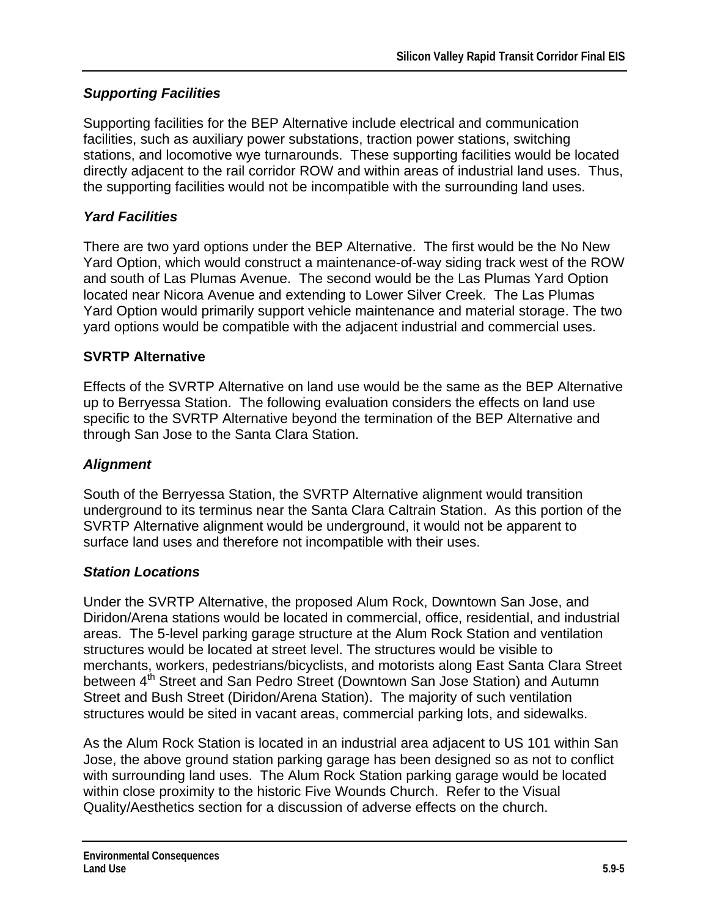### *Supporting Facilities*

Supporting facilities for the BEP Alternative include electrical and communication facilities, such as auxiliary power substations, traction power stations, switching stations, and locomotive wye turnarounds. These supporting facilities would be located directly adjacent to the rail corridor ROW and within areas of industrial land uses. Thus, the supporting facilities would not be incompatible with the surrounding land uses.

### *Yard Facilities*

There are two yard options under the BEP Alternative. The first would be the No New Yard Option, which would construct a maintenance-of-way siding track west of the ROW and south of Las Plumas Avenue. The second would be the Las Plumas Yard Option located near Nicora Avenue and extending to Lower Silver Creek. The Las Plumas Yard Option would primarily support vehicle maintenance and material storage. The two yard options would be compatible with the adjacent industrial and commercial uses.

## SVRTP Alternative

Effects of the SVRTP Alternative on land use would be the same as the BEP Alternative up to Berryessa Station. The following evaluation considers the effects on land use specific to the SVRTP Alternative beyond the termination of the BEP Alternative and through San Jose to the Santa Clara Station.

### *Alignment*

South of the Berryessa Station, the SVRTP Alternative alignment would transition underground to its terminus near the Santa Clara Caltrain Station. As this portion of the SVRTP Alternative alignment would be underground, it would not be apparent to surface land uses and therefore not incompatible with their uses.

### *Station Locations*

Under the SVRTP Alternative, the proposed Alum Rock, Downtown San Jose, and Diridon/Arena stations would be located in commercial, office, residential, and industrial areas. The 5-level parking garage structure at the Alum Rock Station and ventilation structures would be located at street level. The structures would be visible to merchants, workers, pedestrians/bicyclists, and motorists along East Santa Clara Street between 4th Street and San Pedro Street (Downtown San Jose Station) and Autumn Street and Bush Street (Diridon/Arena Station). The majority of such ventilation structures would be sited in vacant areas, commercial parking lots, and sidewalks.

As the Alum Rock Station is located in an industrial area adjacent to US 101 within San Jose, the above ground station parking garage has been designed so as not to conflict with surrounding land uses. The Alum Rock Station parking garage would be located within close proximity to the historic Five Wounds Church. Refer to the Visual Quality/Aesthetics section for a discussion of adverse effects on the church.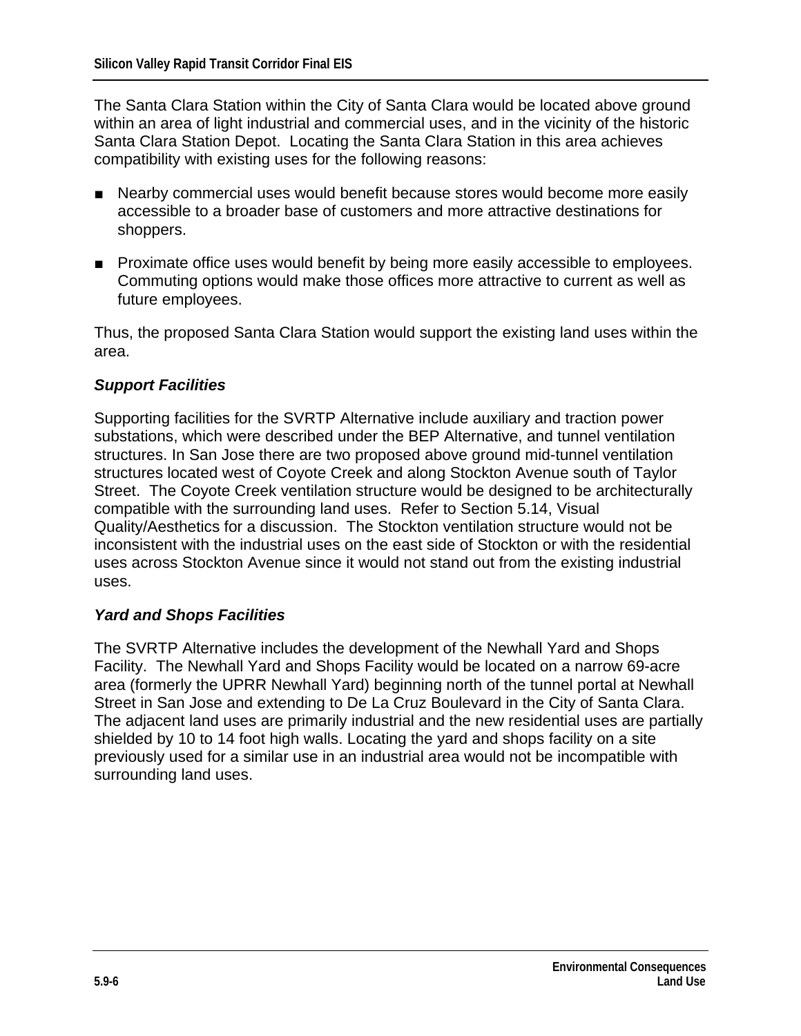The Santa Clara Station within the City of Santa Clara would be located above ground within an area of light industrial and commercial uses, and in the vicinity of the historic Santa Clara Station Depot. Locating the Santa Clara Station in this area achieves compatibility with existing uses for the following reasons:

- Nearby commercial uses would benefit because stores would become more easily accessible to a broader base of customers and more attractive destinations for shoppers.
- Proximate office uses would benefit by being more easily accessible to employees. Commuting options would make those offices more attractive to current as well as future employees.

Thus, the proposed Santa Clara Station would support the existing land uses within the area.

### *Support Facilities*

Supporting facilities for the SVRTP Alternative include auxiliary and traction power substations, which were described under the BEP Alternative, and tunnel ventilation structures. In San Jose there are two proposed above ground mid-tunnel ventilation structures located west of Coyote Creek and along Stockton Avenue south of Taylor Street. The Coyote Creek ventilation structure would be designed to be architecturally compatible with the surrounding land uses. Refer to Section 5.14, Visual Quality/Aesthetics for a discussion. The Stockton ventilation structure would not be inconsistent with the industrial uses on the east side of Stockton or with the residential uses across Stockton Avenue since it would not stand out from the existing industrial uses.

### *Yard and Shops Facilities*

The SVRTP Alternative includes the development of the Newhall Yard and Shops Facility. The Newhall Yard and Shops Facility would be located on a narrow 69-acre area (formerly the UPRR Newhall Yard) beginning north of the tunnel portal at Newhall Street in San Jose and extending to De La Cruz Boulevard in the City of Santa Clara. The adjacent land uses are primarily industrial and the new residential uses are partially shielded by 10 to 14 foot high walls. Locating the yard and shops facility on a site previously used for a similar use in an industrial area would not be incompatible with surrounding land uses.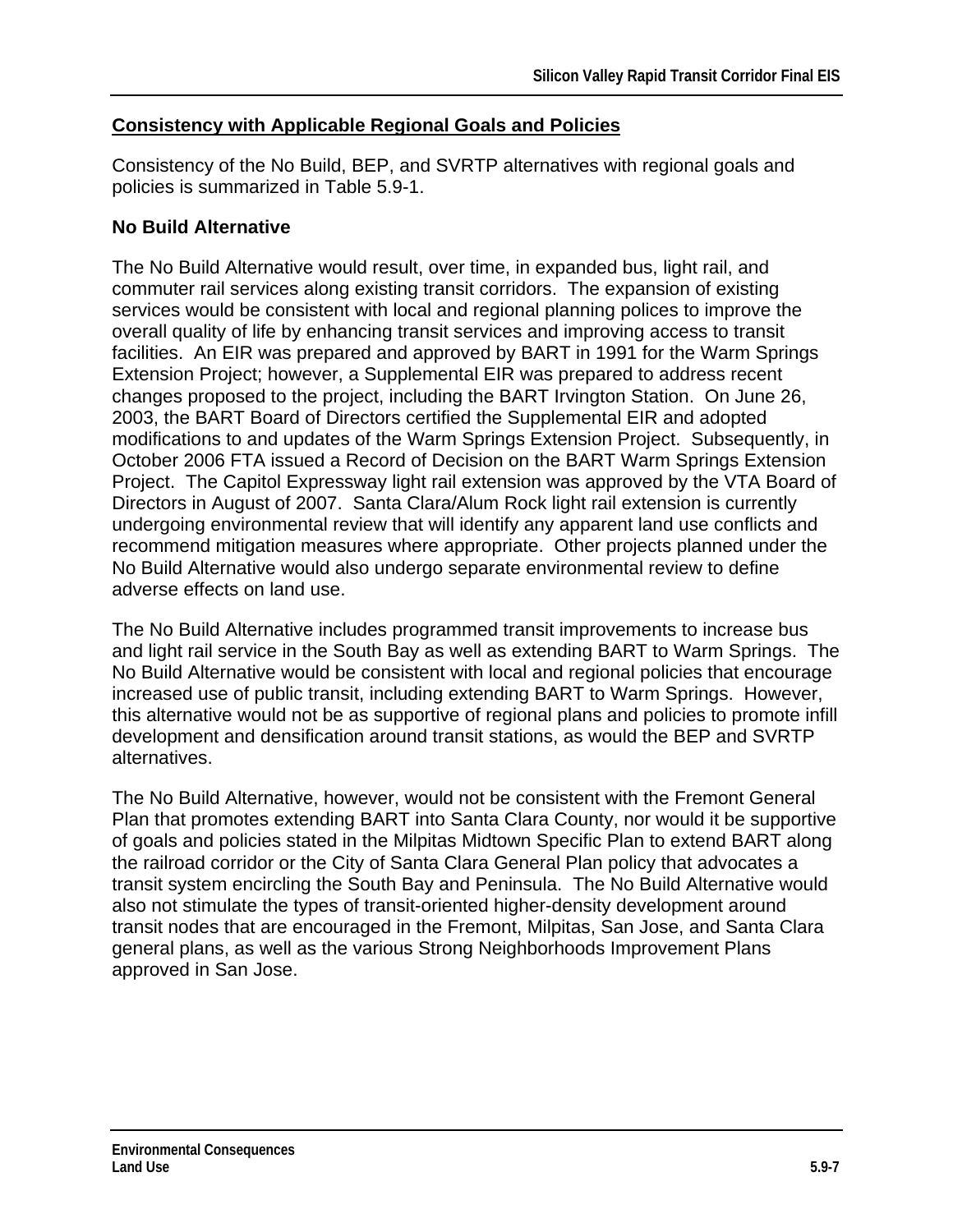## Consistency with Applicable Regional Goals and Policies

Consistency of the No Build, BEP, and SVRTP alternatives with regional goals and policies is summarized in Table 5.9-1.

### No Build Alternative

The No Build Alternative would result, over time, in expanded bus, light rail, and commuter rail services along existing transit corridors. The expansion of existing services would be consistent with local and regional planning polices to improve the overall quality of life by enhancing transit services and improving access to transit facilities. An EIR was prepared and approved by BART in 1991 for the Warm Springs Extension Project; however, a Supplemental EIR was prepared to address recent changes proposed to the project, including the BART Irvington Station. On June 26, 2003, the BART Board of Directors certified the Supplemental EIR and adopted modifications to and updates of the Warm Springs Extension Project. Subsequently, in October 2006 FTA issued a Record of Decision on the BART Warm Springs Extension Project. The Capitol Expressway light rail extension was approved by the VTA Board of Directors in August of 2007. Santa Clara/Alum Rock light rail extension is currently undergoing environmental review that will identify any apparent land use conflicts and recommend mitigation measures where appropriate. Other projects planned under the No Build Alternative would also undergo separate environmental review to define adverse effects on land use.

The No Build Alternative includes programmed transit improvements to increase bus and light rail service in the South Bay as well as extending BART to Warm Springs. The No Build Alternative would be consistent with local and regional policies that encourage increased use of public transit, including extending BART to Warm Springs. However, this alternative would not be as supportive of regional plans and policies to promote infill development and densification around transit stations, as would the BEP and SVRTP alternatives.

The No Build Alternative, however, would not be consistent with the Fremont General Plan that promotes extending BART into Santa Clara County, nor would it be supportive of goals and policies stated in the Milpitas Midtown Specific Plan to extend BART along the railroad corridor or the City of Santa Clara General Plan policy that advocates a transit system encircling the South Bay and Peninsula. The No Build Alternative would also not stimulate the types of transit-oriented higher-density development around transit nodes that are encouraged in the Fremont, Milpitas, San Jose, and Santa Clara general plans, as well as the various Strong Neighborhoods Improvement Plans approved in San Jose.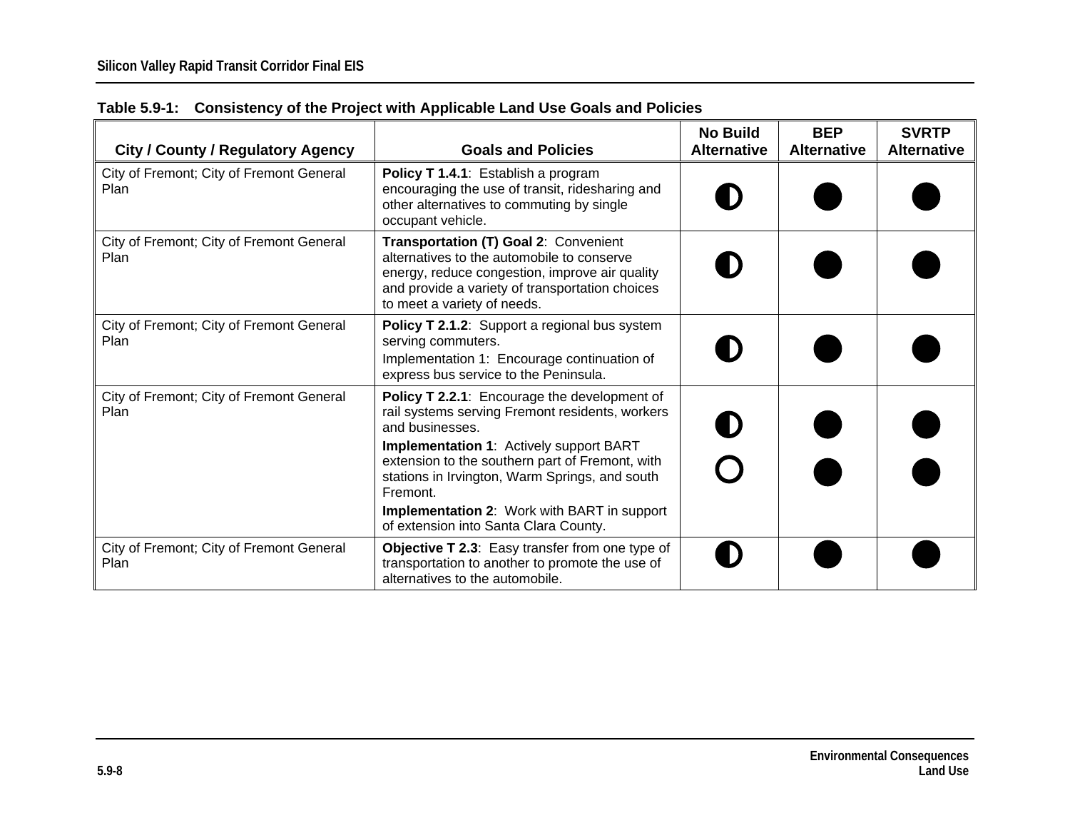**Table 5.9-1: Consistency of the Project with Applicable Land Use Goals and Policies**

| City / County / Regulatory Agency | Goals and Policies | No Build Alternative | BEP Alternative | SVRTP Alternative |
|---|---|---|---|---|
| City of Fremont; City of Fremont General Plan | **Policy T 1.4.1**: Establish a program encouraging the use of transit, ridesharing and other alternatives to commuting by single occupant vehicle. | ◐ | ● | ● |
| City of Fremont; City of Fremont General Plan | **Transportation (T) Goal 2**: Convenient alternatives to the automobile to conserve energy, reduce congestion, improve air quality and provide a variety of transportation choices to meet a variety of needs. | ◐ | ● | ● |
| City of Fremont; City of Fremont General Plan | **Policy T 2.1.2**: Support a regional bus system serving commuters.<br>Implementation 1: Encourage continuation of express bus service to the Peninsula. | ◐ | ● | ● |
| City of Fremont; City of Fremont General Plan | **Policy T 2.2.1**: Encourage the development of rail systems serving Fremont residents, workers and businesses.<br>**Implementation 1**: Actively support BART extension to the southern part of Fremont, with stations in Irvington, Warm Springs, and south Fremont.<br>**Implementation 2**: Work with BART in support of extension into Santa Clara County. | ◐<br>○ | ●<br>● | ●<br>● |
| City of Fremont; City of Fremont General Plan | **Objective T 2.3**: Easy transfer from one type of transportation to another to promote the use of alternatives to the automobile. | ◐ | ● | ● |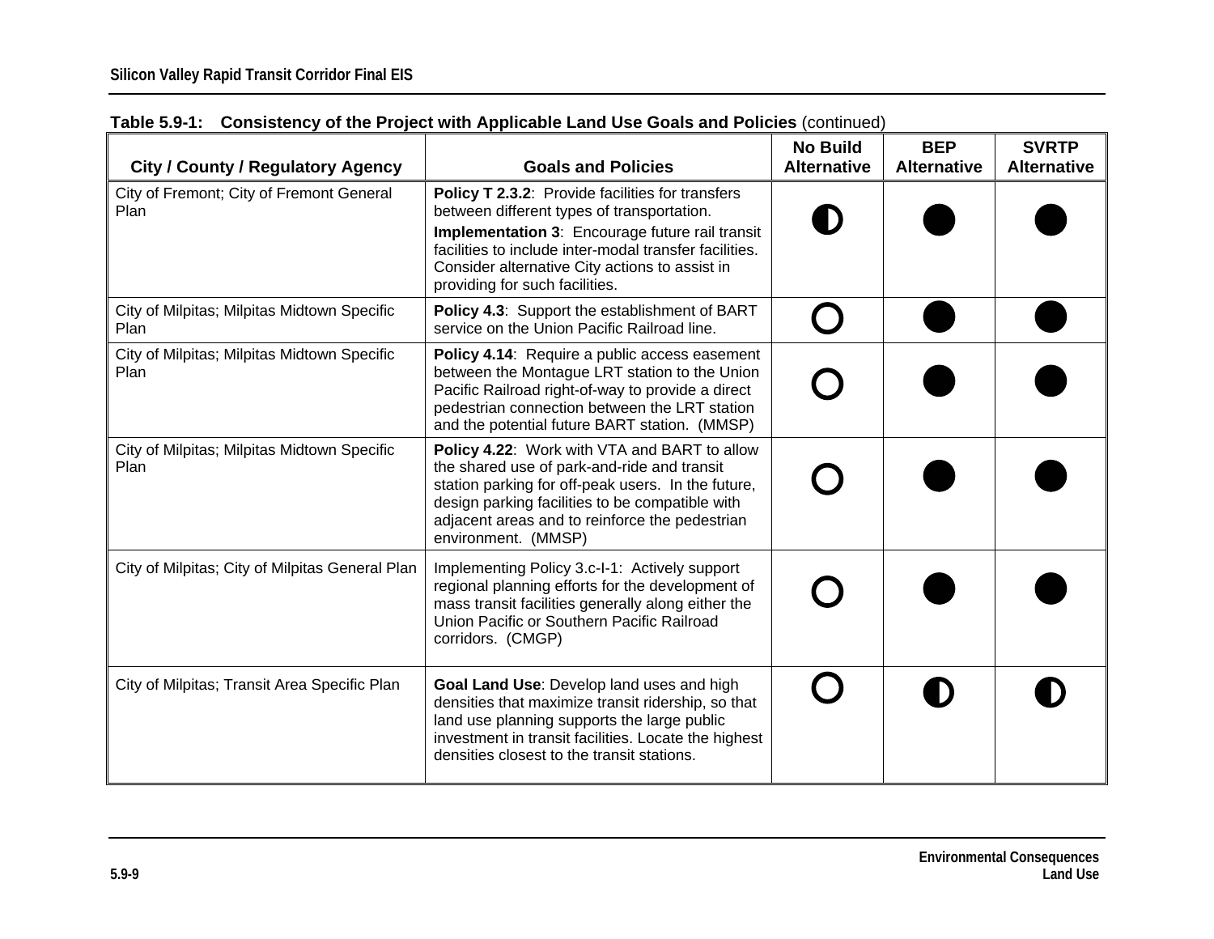**Table 5.9-1: Consistency of the Project with Applicable Land Use Goals and Policies** (continued)

| City / County / Regulatory Agency | Goals and Policies | No Build Alternative | BEP Alternative | SVRTP Alternative |
|---|---|---|---|---|
| City of Fremont; City of Fremont General Plan | **Policy T 2.3.2**: Provide facilities for transfers between different types of transportation. **Implementation 3**: Encourage future rail transit facilities to include inter-modal transfer facilities. Consider alternative City actions to assist in providing for such facilities. | ◐ | ● | ● |
| City of Milpitas; Milpitas Midtown Specific Plan | **Policy 4.3**: Support the establishment of BART service on the Union Pacific Railroad line. | ○ | ● | ● |
| City of Milpitas; Milpitas Midtown Specific Plan | **Policy 4.14**: Require a public access easement between the Montague LRT station to the Union Pacific Railroad right-of-way to provide a direct pedestrian connection between the LRT station and the potential future BART station. (MMSP) | ○ | ● | ● |
| City of Milpitas; Milpitas Midtown Specific Plan | **Policy 4.22**: Work with VTA and BART to allow the shared use of park-and-ride and transit station parking for off-peak users. In the future, design parking facilities to be compatible with adjacent areas and to reinforce the pedestrian environment. (MMSP) | ○ | ● | ● |
| City of Milpitas; City of Milpitas General Plan | Implementing Policy 3.c-I-1: Actively support regional planning efforts for the development of mass transit facilities generally along either the Union Pacific or Southern Pacific Railroad corridors. (CMGP) | ○ | ● | ● |
| City of Milpitas; Transit Area Specific Plan | **Goal Land Use**: Develop land uses and high densities that maximize transit ridership, so that land use planning supports the large public investment in transit facilities. Locate the highest densities closest to the transit stations. | ○ | ◐ | ◐ |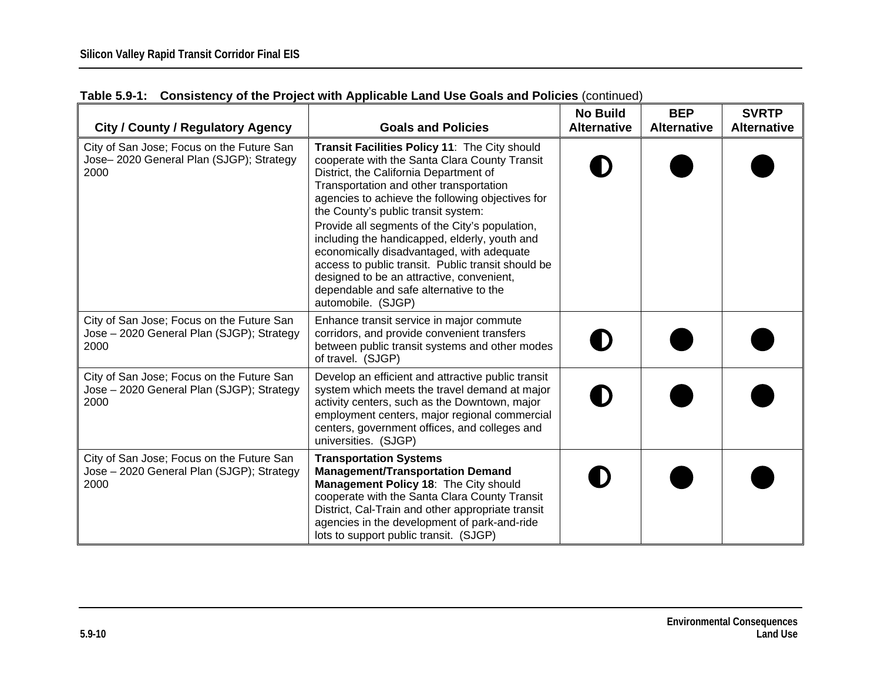**Table 5.9-1: Consistency of the Project with Applicable Land Use Goals and Policies** (continued)

| City / County / Regulatory Agency | Goals and Policies | No Build Alternative | BEP Alternative | SVRTP Alternative |
|---|---|---|---|---|
| City of San Jose; Focus on the Future San Jose– 2020 General Plan (SJGP); Strategy 2000 | **Transit Facilities Policy 11**: The City should cooperate with the Santa Clara County Transit District, the California Department of Transportation and other transportation agencies to achieve the following objectives for the County's public transit system:<br>Provide all segments of the City's population, including the handicapped, elderly, youth and economically disadvantaged, with adequate access to public transit. Public transit should be designed to be an attractive, convenient, dependable and safe alternative to the automobile. (SJGP) | ◐ | ● | ● |
| City of San Jose; Focus on the Future San Jose – 2020 General Plan (SJGP); Strategy 2000 | Enhance transit service in major commute corridors, and provide convenient transfers between public transit systems and other modes of travel. (SJGP) | ◐ | ● | ● |
| City of San Jose; Focus on the Future San Jose – 2020 General Plan (SJGP); Strategy 2000 | Develop an efficient and attractive public transit system which meets the travel demand at major activity centers, such as the Downtown, major employment centers, major regional commercial centers, government offices, and colleges and universities. (SJGP) | ◐ | ● | ● |
| City of San Jose; Focus on the Future San Jose – 2020 General Plan (SJGP); Strategy 2000 | **Transportation Systems Management/Transportation Demand Management Policy 18**: The City should cooperate with the Santa Clara County Transit District, Cal-Train and other appropriate transit agencies in the development of park-and-ride lots to support public transit. (SJGP) | ◐ | ● | ● |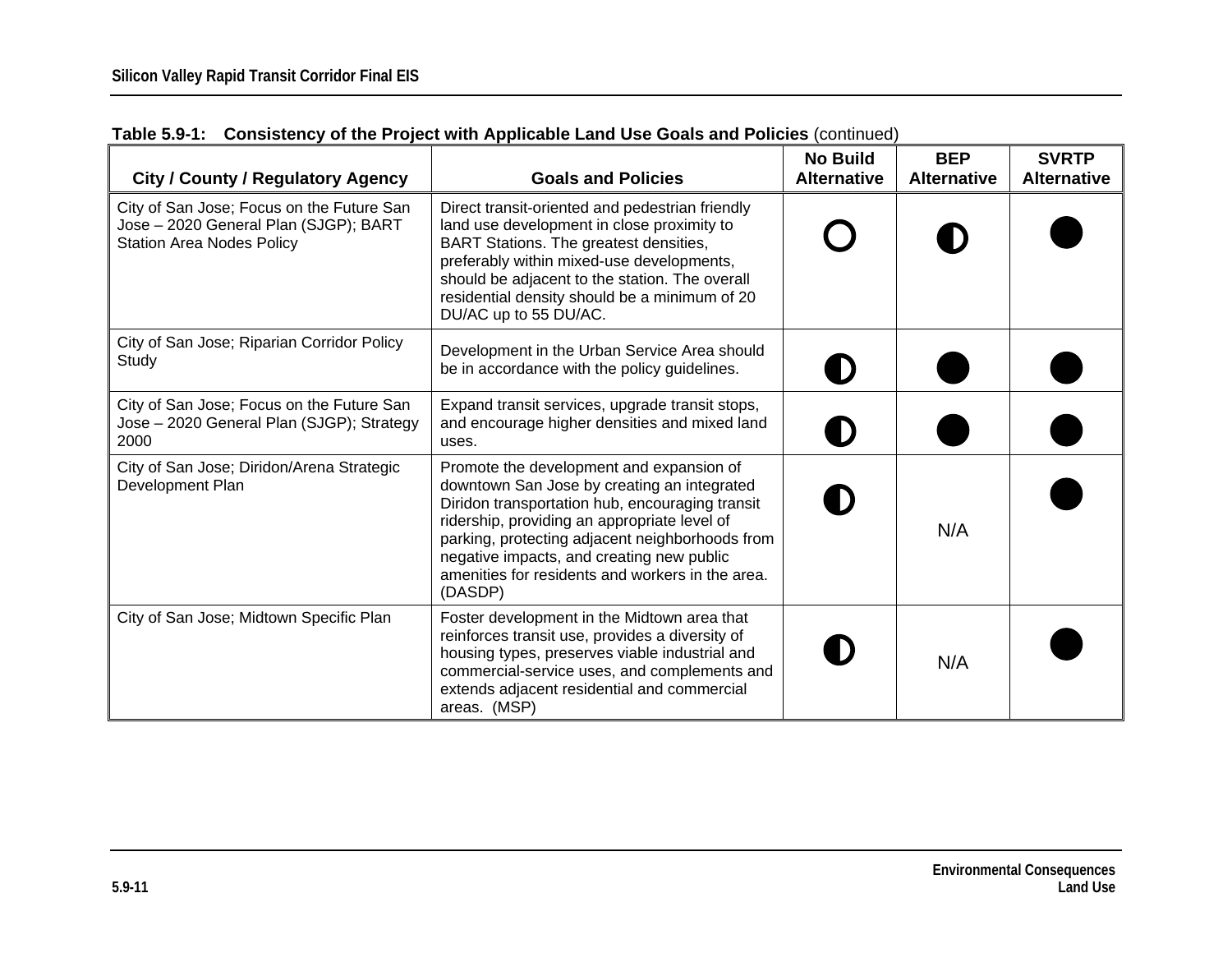**Table 5.9-1: Consistency of the Project with Applicable Land Use Goals and Policies** (continued)

| City / County / Regulatory Agency | Goals and Policies | No Build Alternative | BEP Alternative | SVRTP Alternative |
|---|---|---|---|---|
| City of San Jose; Focus on the Future San Jose – 2020 General Plan (SJGP); BART Station Area Nodes Policy | Direct transit-oriented and pedestrian friendly land use development in close proximity to BART Stations. The greatest densities, preferably within mixed-use developments, should be adjacent to the station. The overall residential density should be a minimum of 20 DU/AC up to 55 DU/AC. | ○ | ◐ | ● |
| City of San Jose; Riparian Corridor Policy Study | Development in the Urban Service Area should be in accordance with the policy guidelines. | ◐ | ● | ● |
| City of San Jose; Focus on the Future San Jose – 2020 General Plan (SJGP); Strategy 2000 | Expand transit services, upgrade transit stops, and encourage higher densities and mixed land uses. | ◐ | ● | ● |
| City of San Jose; Diridon/Arena Strategic Development Plan | Promote the development and expansion of downtown San Jose by creating an integrated Diridon transportation hub, encouraging transit ridership, providing an appropriate level of parking, protecting adjacent neighborhoods from negative impacts, and creating new public amenities for residents and workers in the area. (DASDP) | ◐ | N/A | ● |
| City of San Jose; Midtown Specific Plan | Foster development in the Midtown area that reinforces transit use, provides a diversity of housing types, preserves viable industrial and commercial-service uses, and complements and extends adjacent residential and commercial areas. (MSP) | ◐ | N/A | ● |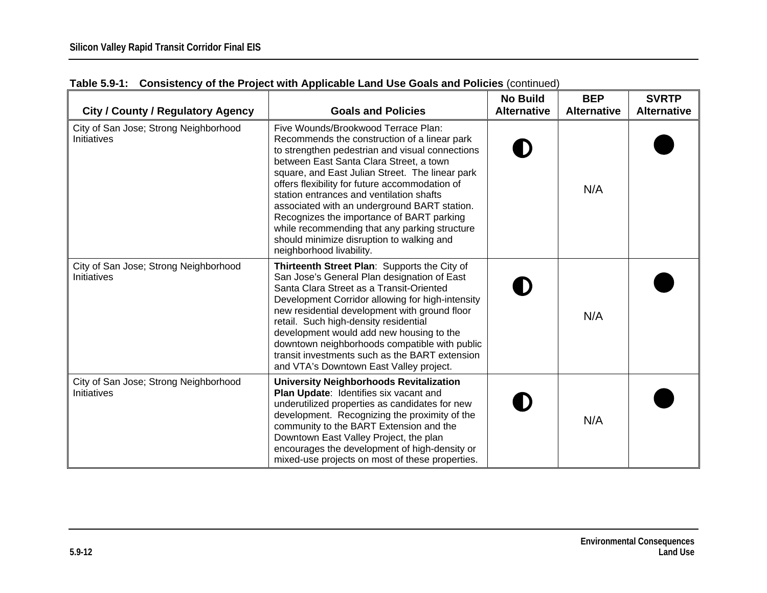**Table 5.9-1: Consistency of the Project with Applicable Land Use Goals and Policies** (continued)

| City / County / Regulatory Agency | Goals and Policies | No Build Alternative | BEP Alternative | SVRTP Alternative |
|---|---|---|---|---|
| City of San Jose; Strong Neighborhood Initiatives | Five Wounds/Brookwood Terrace Plan: Recommends the construction of a linear park to strengthen pedestrian and visual connections between East Santa Clara Street, a town square, and East Julian Street. The linear park offers flexibility for future accommodation of station entrances and ventilation shafts associated with an underground BART station. Recognizes the importance of BART parking while recommending that any parking structure should minimize disruption to walking and neighborhood livability. | ◐ | N/A | ● |
| City of San Jose; Strong Neighborhood Initiatives | **Thirteenth Street Plan**: Supports the City of San Jose's General Plan designation of East Santa Clara Street as a Transit-Oriented Development Corridor allowing for high-intensity new residential development with ground floor retail. Such high-density residential development would add new housing to the downtown neighborhoods compatible with public transit investments such as the BART extension and VTA's Downtown East Valley project. | ◐ | N/A | ● |
| City of San Jose; Strong Neighborhood Initiatives | **University Neighborhoods Revitalization Plan Update**: Identifies six vacant and underutilized properties as candidates for new development. Recognizing the proximity of the community to the BART Extension and the Downtown East Valley Project, the plan encourages the development of high-density or mixed-use projects on most of these properties. | ◐ | N/A | ● |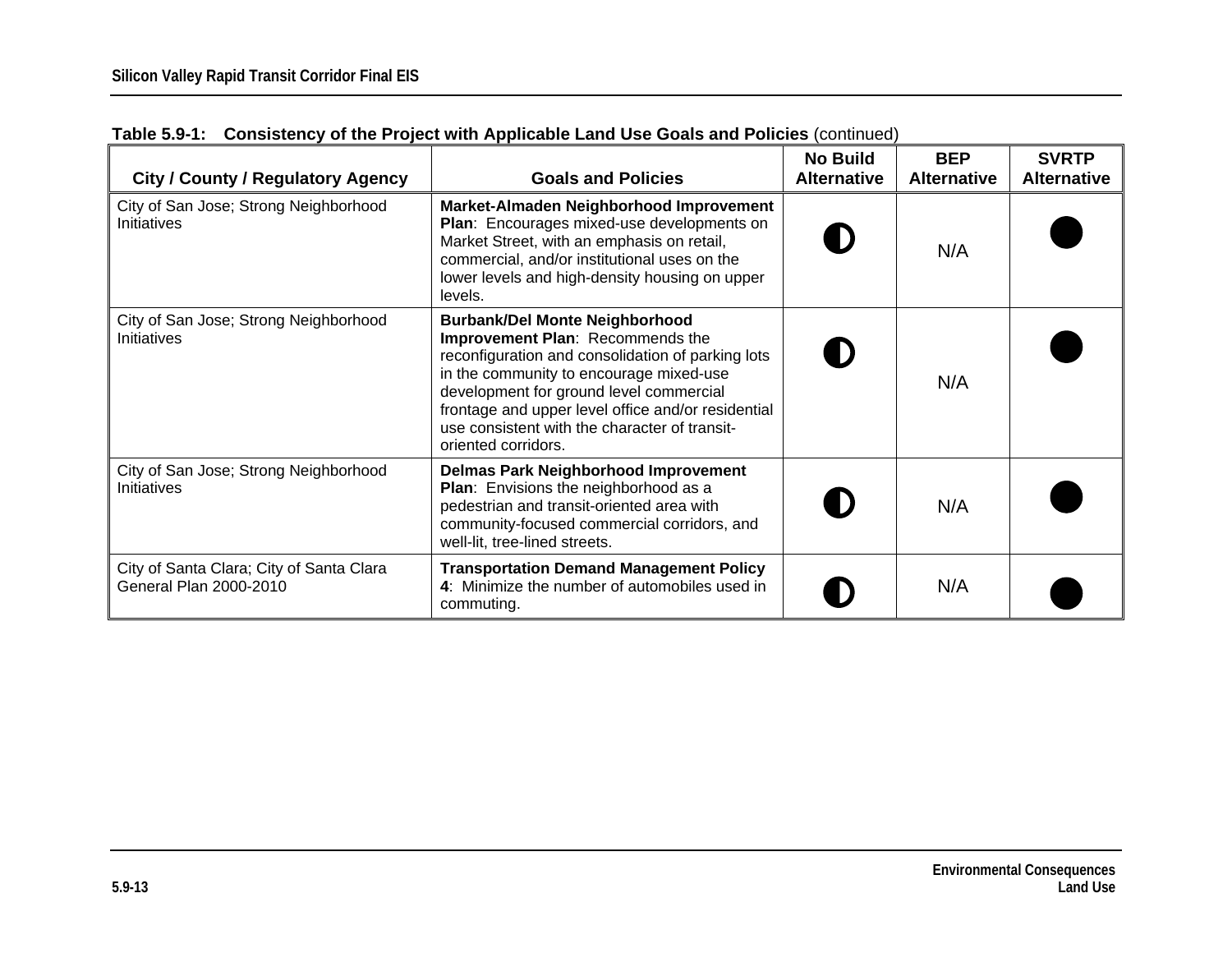**Table 5.9-1: Consistency of the Project with Applicable Land Use Goals and Policies** (continued)

| City / County / Regulatory Agency | Goals and Policies | No Build Alternative | BEP Alternative | SVRTP Alternative |
|---|---|---|---|---|
| City of San Jose; Strong Neighborhood Initiatives | **Market-Almaden Neighborhood Improvement Plan**: Encourages mixed-use developments on Market Street, with an emphasis on retail, commercial, and/or institutional uses on the lower levels and high-density housing on upper levels. | ◐ | N/A | ● |
| City of San Jose; Strong Neighborhood Initiatives | **Burbank/Del Monte Neighborhood Improvement Plan**: Recommends the reconfiguration and consolidation of parking lots in the community to encourage mixed-use development for ground level commercial frontage and upper level office and/or residential use consistent with the character of transit-oriented corridors. | ◐ | N/A | ● |
| City of San Jose; Strong Neighborhood Initiatives | **Delmas Park Neighborhood Improvement Plan**: Envisions the neighborhood as a pedestrian and transit-oriented area with community-focused commercial corridors, and well-lit, tree-lined streets. | ◐ | N/A | ● |
| City of Santa Clara; City of Santa Clara General Plan 2000-2010 | **Transportation Demand Management Policy 4**: Minimize the number of automobiles used in commuting. | ◐ | N/A | ● |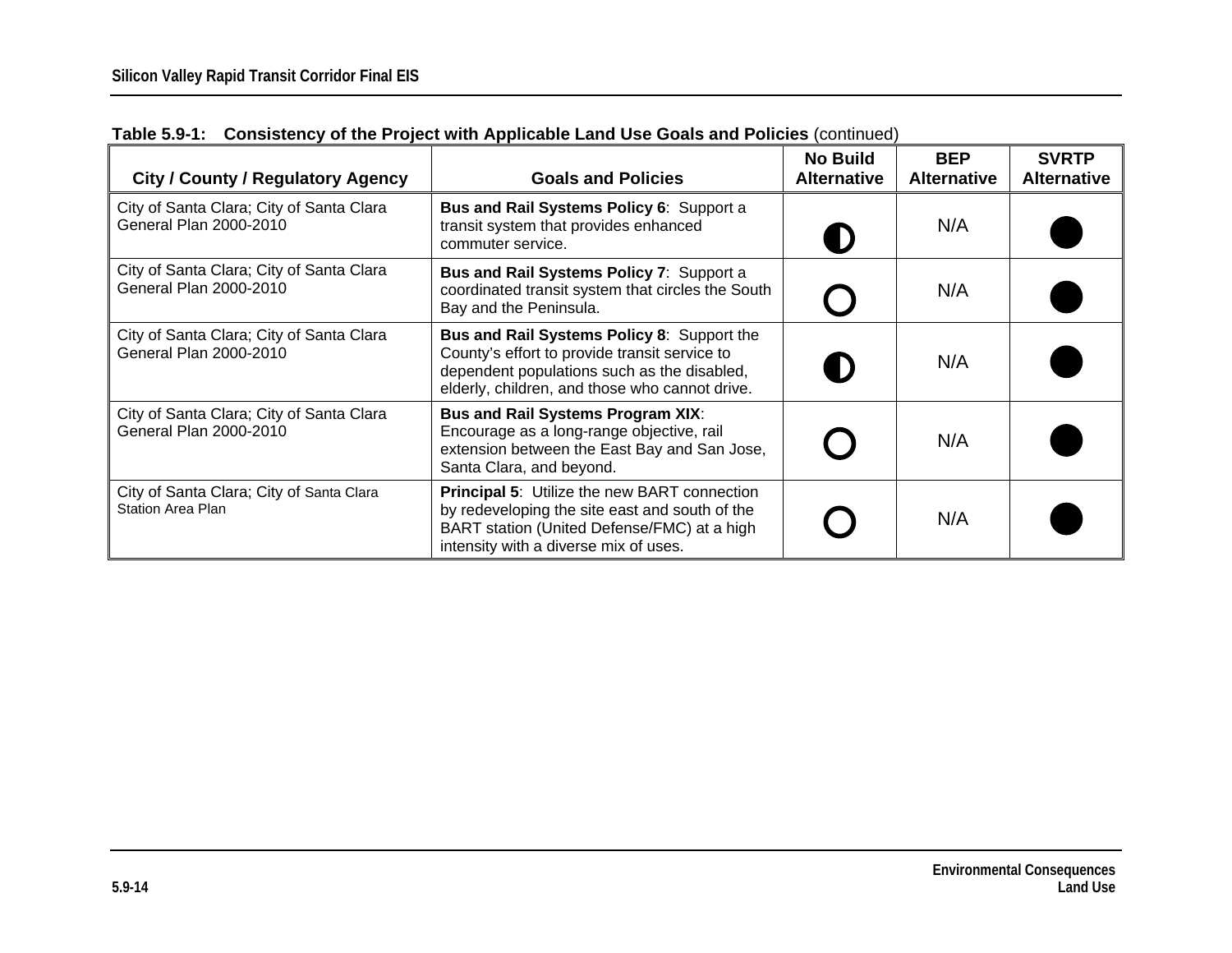**Table 5.9-1: Consistency of the Project with Applicable Land Use Goals and Policies** (continued)

| City / County / Regulatory Agency | Goals and Policies | No Build Alternative | BEP Alternative | SVRTP Alternative |
|---|---|---|---|---|
| City of Santa Clara; City of Santa Clara General Plan 2000-2010 | **Bus and Rail Systems Policy 6**: Support a transit system that provides enhanced commuter service. | ◐ | N/A | ● |
| City of Santa Clara; City of Santa Clara General Plan 2000-2010 | **Bus and Rail Systems Policy 7**: Support a coordinated transit system that circles the South Bay and the Peninsula. | ○ | N/A | ● |
| City of Santa Clara; City of Santa Clara General Plan 2000-2010 | **Bus and Rail Systems Policy 8**: Support the County's effort to provide transit service to dependent populations such as the disabled, elderly, children, and those who cannot drive. | ◐ | N/A | ● |
| City of Santa Clara; City of Santa Clara General Plan 2000-2010 | **Bus and Rail Systems Program XIX**: Encourage as a long-range objective, rail extension between the East Bay and San Jose, Santa Clara, and beyond. | ○ | N/A | ● |
| City of Santa Clara; City of Santa Clara Station Area Plan | **Principal 5**: Utilize the new BART connection by redeveloping the site east and south of the BART station (United Defense/FMC) at a high intensity with a diverse mix of uses. | ○ | N/A | ● |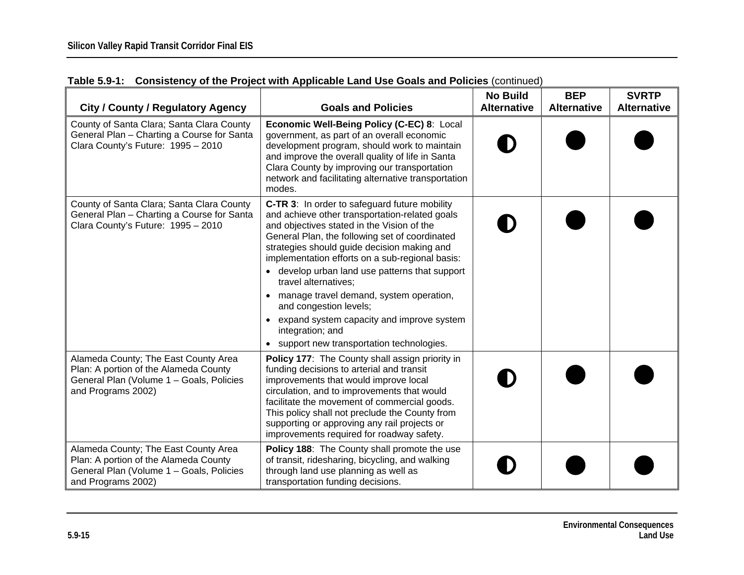**Table 5.9-1: Consistency of the Project with Applicable Land Use Goals and Policies** (continued)

| City / County / Regulatory Agency | Goals and Policies | No Build Alternative | BEP Alternative | SVRTP Alternative |
|---|---|---|---|---|
| County of Santa Clara; Santa Clara County General Plan – Charting a Course for Santa Clara County's Future: 1995 – 2010 | **Economic Well-Being Policy (C-EC) 8**: Local government, as part of an overall economic development program, should work to maintain and improve the overall quality of life in Santa Clara County by improving our transportation network and facilitating alternative transportation modes. | ◐ | ● | ● |
| County of Santa Clara; Santa Clara County General Plan – Charting a Course for Santa Clara County's Future: 1995 – 2010 | **C-TR 3**: In order to safeguard future mobility and achieve other transportation-related goals and objectives stated in the Vision of the General Plan, the following set of coordinated strategies should guide decision making and implementation efforts on a sub-regional basis: • develop urban land use patterns that support travel alternatives; • manage travel demand, system operation, and congestion levels; • expand system capacity and improve system integration; and • support new transportation technologies. | ◐ | ● | ● |
| Alameda County; The East County Area Plan: A portion of the Alameda County General Plan (Volume 1 – Goals, Policies and Programs 2002) | **Policy 177**: The County shall assign priority in funding decisions to arterial and transit improvements that would improve local circulation, and to improvements that would facilitate the movement of commercial goods. This policy shall not preclude the County from supporting or approving any rail projects or improvements required for roadway safety. | ◐ | ● | ● |
| Alameda County; The East County Area Plan: A portion of the Alameda County General Plan (Volume 1 – Goals, Policies and Programs 2002) | **Policy 188**: The County shall promote the use of transit, ridesharing, bicycling, and walking through land use planning as well as transportation funding decisions. | ◐ | ● | ● |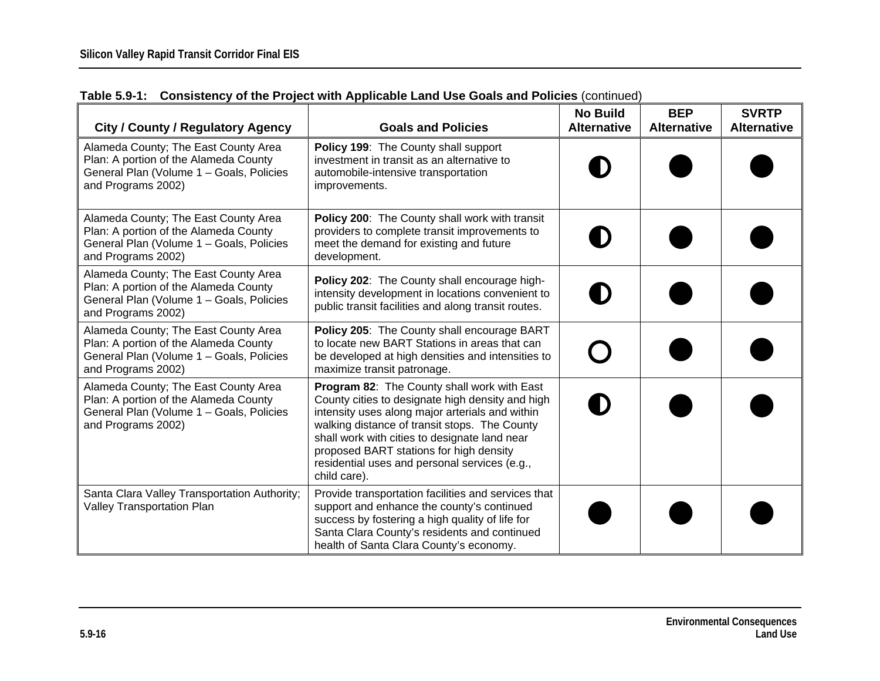**Table 5.9-1: Consistency of the Project with Applicable Land Use Goals and Policies** (continued)

| City / County / Regulatory Agency | Goals and Policies | No Build Alternative | BEP Alternative | SVRTP Alternative |
|---|---|---|---|---|
| Alameda County; The East County Area Plan: A portion of the Alameda County General Plan (Volume 1 – Goals, Policies and Programs 2002) | **Policy 199**: The County shall support investment in transit as an alternative to automobile-intensive transportation improvements. | ◐ | ● | ● |
| Alameda County; The East County Area Plan: A portion of the Alameda County General Plan (Volume 1 – Goals, Policies and Programs 2002) | **Policy 200**: The County shall work with transit providers to complete transit improvements to meet the demand for existing and future development. | ◐ | ● | ● |
| Alameda County; The East County Area Plan: A portion of the Alameda County General Plan (Volume 1 – Goals, Policies and Programs 2002) | **Policy 202**: The County shall encourage high-intensity development in locations convenient to public transit facilities and along transit routes. | ◐ | ● | ● |
| Alameda County; The East County Area Plan: A portion of the Alameda County General Plan (Volume 1 – Goals, Policies and Programs 2002) | **Policy 205**: The County shall encourage BART to locate new BART Stations in areas that can be developed at high densities and intensities to maximize transit patronage. | ○ | ● | ● |
| Alameda County; The East County Area Plan: A portion of the Alameda County General Plan (Volume 1 – Goals, Policies and Programs 2002) | **Program 82**: The County shall work with East County cities to designate high density and high intensity uses along major arterials and within walking distance of transit stops. The County shall work with cities to designate land near proposed BART stations for high density residential uses and personal services (e.g., child care). | ◐ | ● | ● |
| Santa Clara Valley Transportation Authority; Valley Transportation Plan | Provide transportation facilities and services that support and enhance the county's continued success by fostering a high quality of life for Santa Clara County's residents and continued health of Santa Clara County's economy. | ● | ● | ● |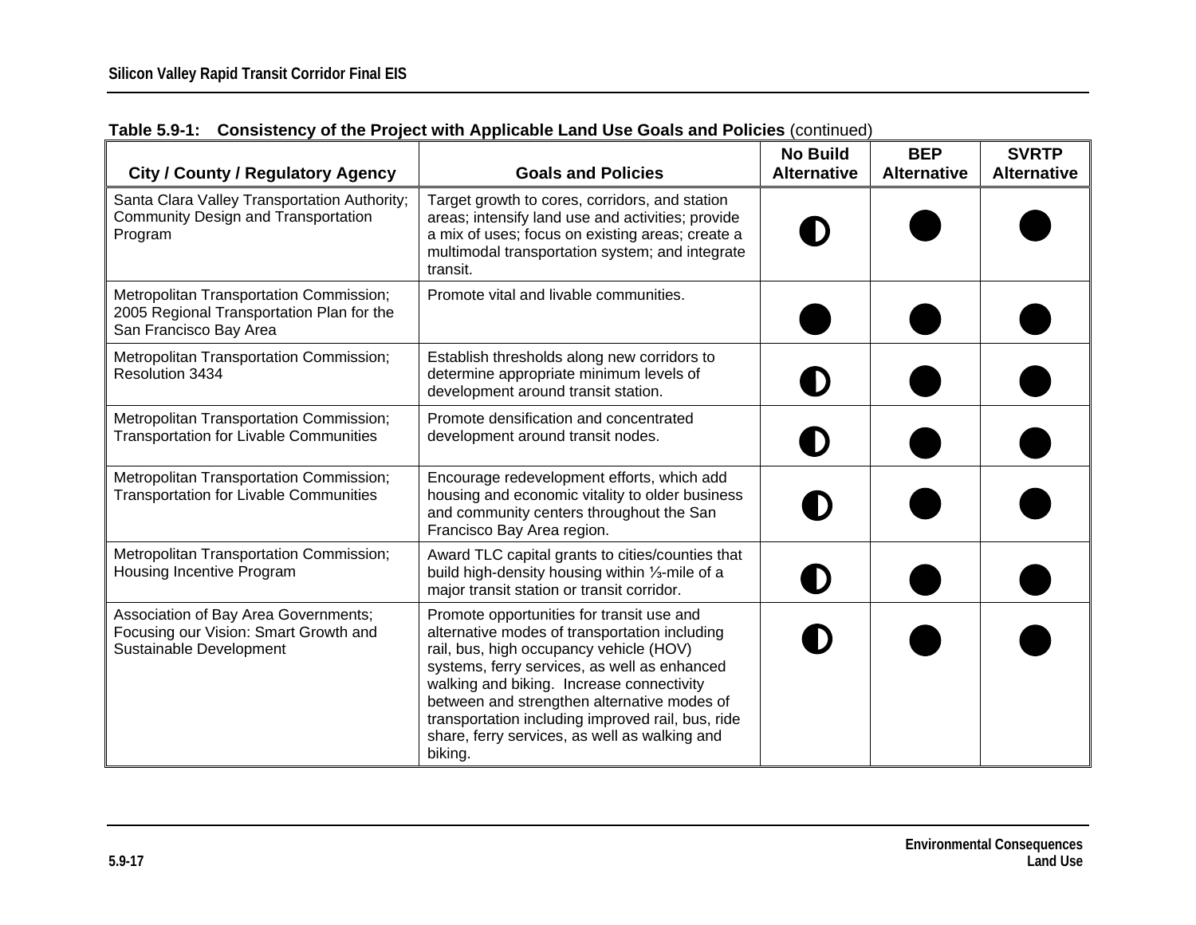**Table 5.9-1: Consistency of the Project with Applicable Land Use Goals and Policies** (continued)

| City / County / Regulatory Agency | Goals and Policies | No Build Alternative | BEP Alternative | SVRTP Alternative |
|---|---|---|---|---|
| Santa Clara Valley Transportation Authority; Community Design and Transportation Program | Target growth to cores, corridors, and station areas; intensify land use and activities; provide a mix of uses; focus on existing areas; create a multimodal transportation system; and integrate transit. | ◐ | ● | ● |
| Metropolitan Transportation Commission; 2005 Regional Transportation Plan for the San Francisco Bay Area | Promote vital and livable communities. | ● | ● | ● |
| Metropolitan Transportation Commission; Resolution 3434 | Establish thresholds along new corridors to determine appropriate minimum levels of development around transit station. | ◐ | ● | ● |
| Metropolitan Transportation Commission; Transportation for Livable Communities | Promote densification and concentrated development around transit nodes. | ◐ | ● | ● |
| Metropolitan Transportation Commission; Transportation for Livable Communities | Encourage redevelopment efforts, which add housing and economic vitality to older business and community centers throughout the San Francisco Bay Area region. | ◐ | ● | ● |
| Metropolitan Transportation Commission; Housing Incentive Program | Award TLC capital grants to cities/counties that build high-density housing within ⅓-mile of a major transit station or transit corridor. | ◐ | ● | ● |
| Association of Bay Area Governments; Focusing our Vision: Smart Growth and Sustainable Development | Promote opportunities for transit use and alternative modes of transportation including rail, bus, high occupancy vehicle (HOV) systems, ferry services, as well as enhanced walking and biking. Increase connectivity between and strengthen alternative modes of transportation including improved rail, bus, ride share, ferry services, as well as walking and biking. | ◐ | ● | ● |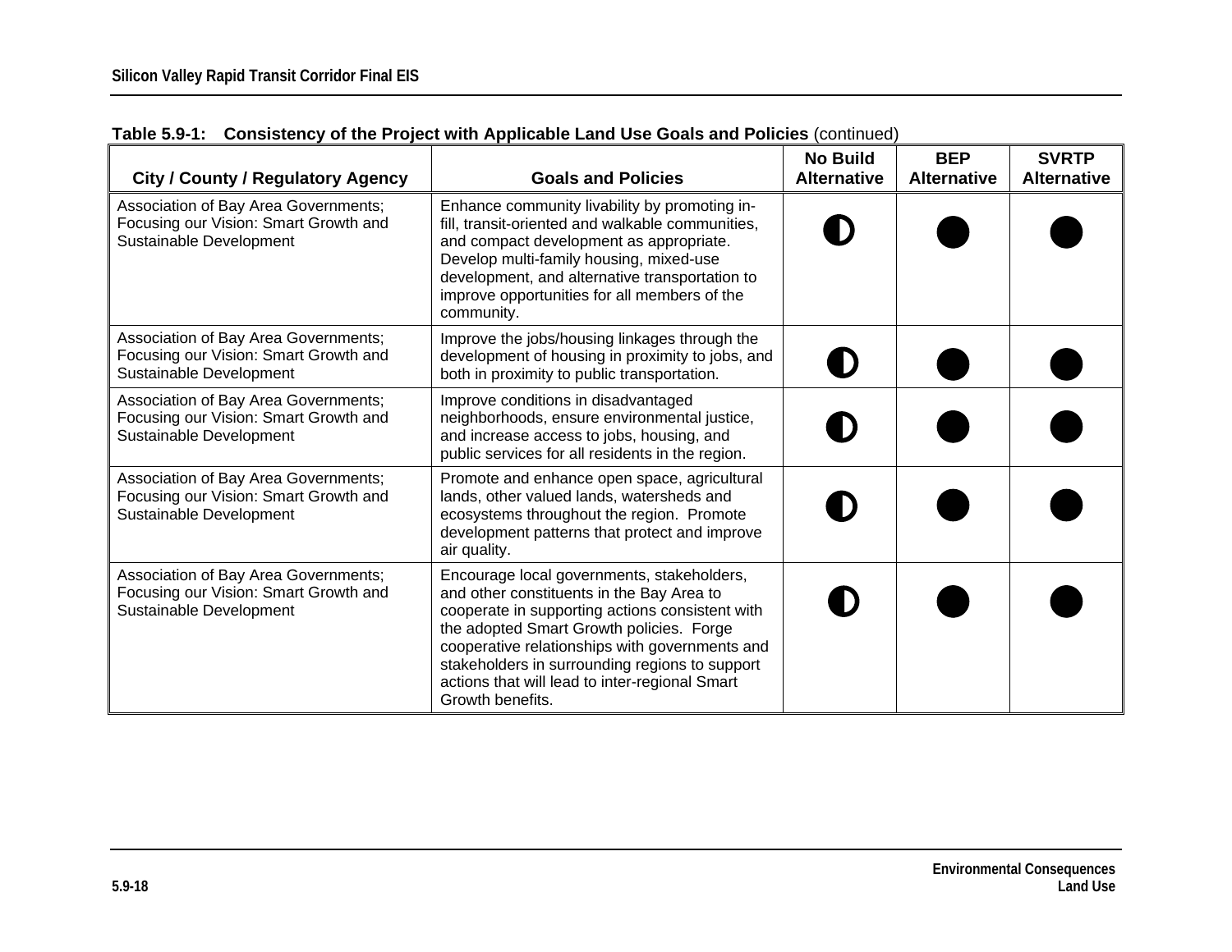**Table 5.9-1: Consistency of the Project with Applicable Land Use Goals and Policies** (continued)

| City / County / Regulatory Agency | Goals and Policies | No Build Alternative | BEP Alternative | SVRTP Alternative |
|---|---|---|---|---|
| Association of Bay Area Governments; Focusing our Vision: Smart Growth and Sustainable Development | Enhance community livability by promoting in-fill, transit-oriented and walkable communities, and compact development as appropriate. Develop multi-family housing, mixed-use development, and alternative transportation to improve opportunities for all members of the community. | ◐ | ● | ● |
| Association of Bay Area Governments; Focusing our Vision: Smart Growth and Sustainable Development | Improve the jobs/housing linkages through the development of housing in proximity to jobs, and both in proximity to public transportation. | ◐ | ● | ● |
| Association of Bay Area Governments; Focusing our Vision: Smart Growth and Sustainable Development | Improve conditions in disadvantaged neighborhoods, ensure environmental justice, and increase access to jobs, housing, and public services for all residents in the region. | ◐ | ● | ● |
| Association of Bay Area Governments; Focusing our Vision: Smart Growth and Sustainable Development | Promote and enhance open space, agricultural lands, other valued lands, watersheds and ecosystems throughout the region. Promote development patterns that protect and improve air quality. | ◐ | ● | ● |
| Association of Bay Area Governments; Focusing our Vision: Smart Growth and Sustainable Development | Encourage local governments, stakeholders, and other constituents in the Bay Area to cooperate in supporting actions consistent with the adopted Smart Growth policies. Forge cooperative relationships with governments and stakeholders in surrounding regions to support actions that will lead to inter-regional Smart Growth benefits. | ◐ | ● | ● |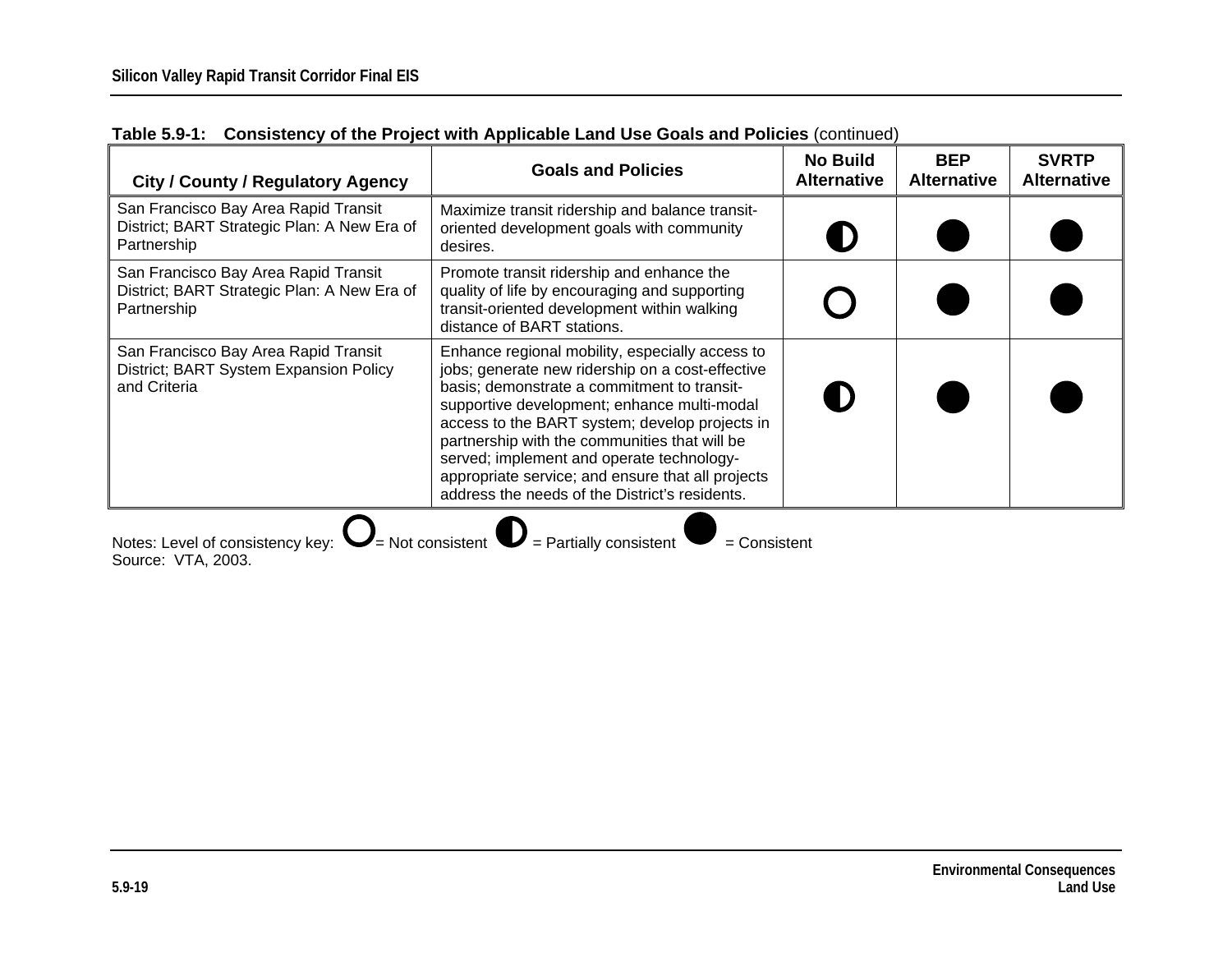**Table 5.9-1: Consistency of the Project with Applicable Land Use Goals and Policies** (continued)

| City / County / Regulatory Agency | Goals and Policies | No Build Alternative | BEP Alternative | SVRTP Alternative |
|---|---|---|---|---|
| San Francisco Bay Area Rapid Transit District; BART Strategic Plan: A New Era of Partnership | Maximize transit ridership and balance transit-oriented development goals with community desires. | ◐ | ● | ● |
| San Francisco Bay Area Rapid Transit District; BART Strategic Plan: A New Era of Partnership | Promote transit ridership and enhance the quality of life by encouraging and supporting transit-oriented development within walking distance of BART stations. | ○ | ● | ● |
| San Francisco Bay Area Rapid Transit District; BART System Expansion Policy and Criteria | Enhance regional mobility, especially access to jobs; generate new ridership on a cost-effective basis; demonstrate a commitment to transit-supportive development; enhance multi-modal access to the BART system; develop projects in partnership with the communities that will be served; implement and operate technology-appropriate service; and ensure that all projects address the needs of the District's residents. | ◐ | ● | ● |

Notes: Level of consistency key: ○ = Not consistent ◐ = Partially consistent ● = Consistent
Source: VTA, 2003.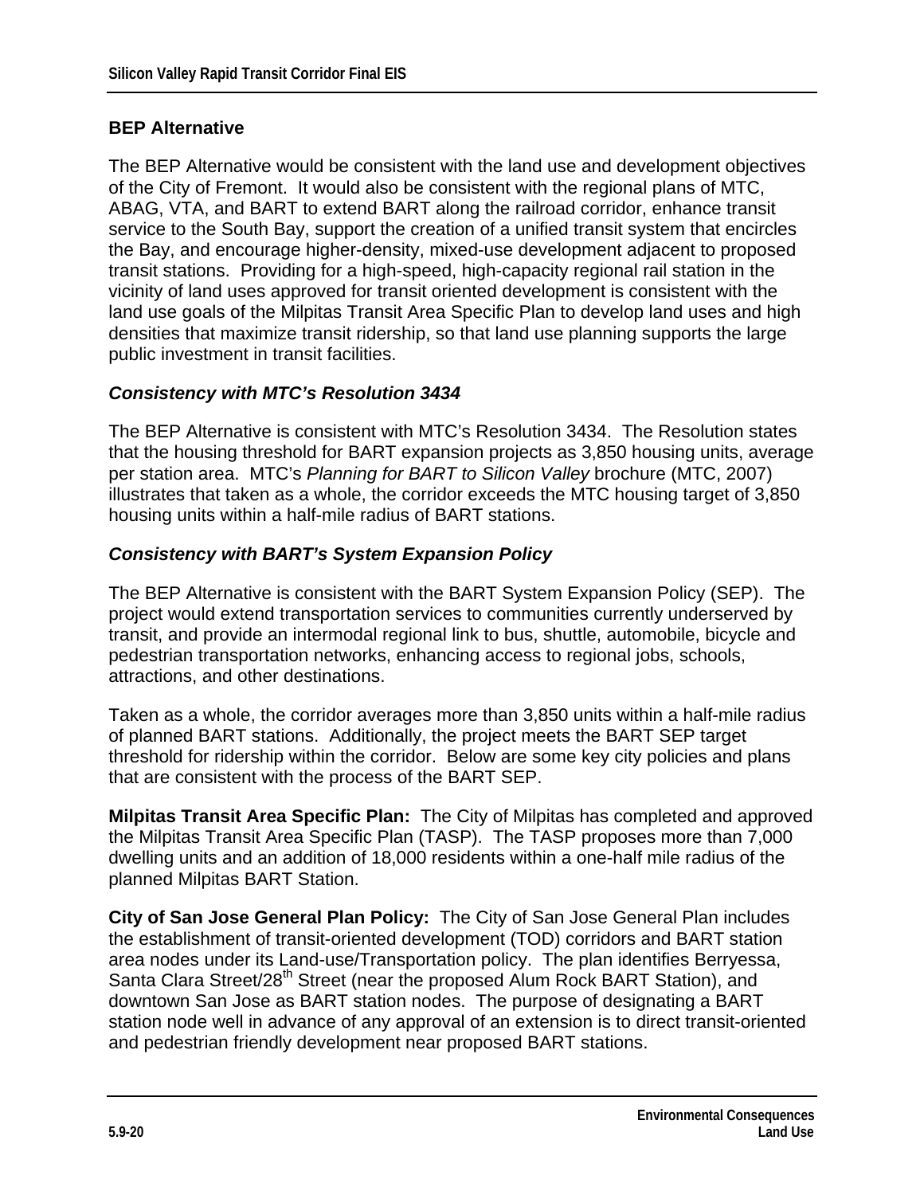## BEP Alternative

The BEP Alternative would be consistent with the land use and development objectives of the City of Fremont. It would also be consistent with the regional plans of MTC, ABAG, VTA, and BART to extend BART along the railroad corridor, enhance transit service to the South Bay, support the creation of a unified transit system that encircles the Bay, and encourage higher-density, mixed-use development adjacent to proposed transit stations. Providing for a high-speed, high-capacity regional rail station in the vicinity of land uses approved for transit oriented development is consistent with the land use goals of the Milpitas Transit Area Specific Plan to develop land uses and high densities that maximize transit ridership, so that land use planning supports the large public investment in transit facilities.

### *Consistency with MTC's Resolution 3434*

The BEP Alternative is consistent with MTC's Resolution 3434. The Resolution states that the housing threshold for BART expansion projects as 3,850 housing units, average per station area. MTC's *Planning for BART to Silicon Valley* brochure (MTC, 2007) illustrates that taken as a whole, the corridor exceeds the MTC housing target of 3,850 housing units within a half-mile radius of BART stations.

### *Consistency with BART's System Expansion Policy*

The BEP Alternative is consistent with the BART System Expansion Policy (SEP). The project would extend transportation services to communities currently underserved by transit, and provide an intermodal regional link to bus, shuttle, automobile, bicycle and pedestrian transportation networks, enhancing access to regional jobs, schools, attractions, and other destinations.

Taken as a whole, the corridor averages more than 3,850 units within a half-mile radius of planned BART stations. Additionally, the project meets the BART SEP target threshold for ridership within the corridor. Below are some key city policies and plans that are consistent with the process of the BART SEP.

**Milpitas Transit Area Specific Plan:** The City of Milpitas has completed and approved the Milpitas Transit Area Specific Plan (TASP). The TASP proposes more than 7,000 dwelling units and an addition of 18,000 residents within a one-half mile radius of the planned Milpitas BART Station.

**City of San Jose General Plan Policy:** The City of San Jose General Plan includes the establishment of transit-oriented development (TOD) corridors and BART station area nodes under its Land-use/Transportation policy. The plan identifies Berryessa, Santa Clara Street/28th Street (near the proposed Alum Rock BART Station), and downtown San Jose as BART station nodes. The purpose of designating a BART station node well in advance of any approval of an extension is to direct transit-oriented and pedestrian friendly development near proposed BART stations.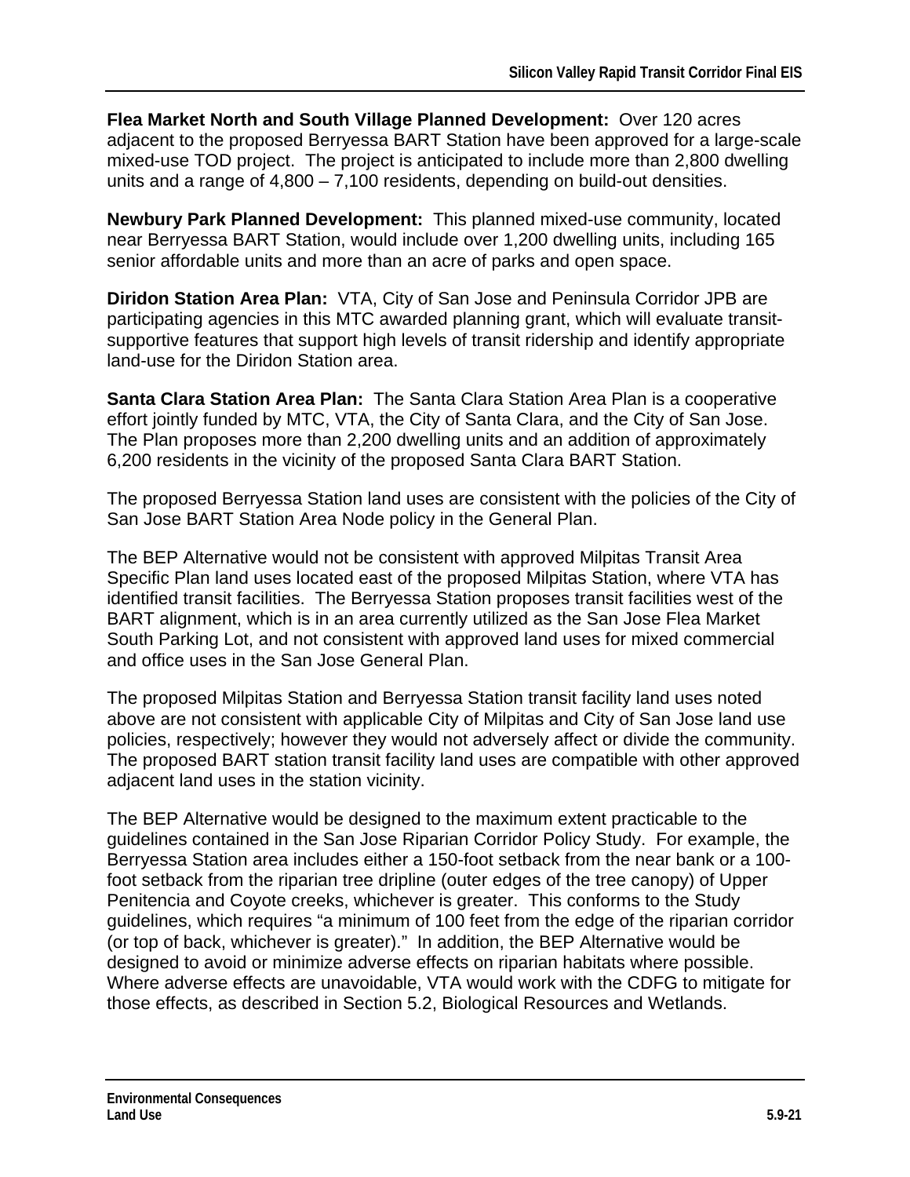**Flea Market North and South Village Planned Development:** Over 120 acres adjacent to the proposed Berryessa BART Station have been approved for a large-scale mixed-use TOD project. The project is anticipated to include more than 2,800 dwelling units and a range of 4,800 – 7,100 residents, depending on build-out densities.

**Newbury Park Planned Development:** This planned mixed-use community, located near Berryessa BART Station, would include over 1,200 dwelling units, including 165 senior affordable units and more than an acre of parks and open space.

**Diridon Station Area Plan:** VTA, City of San Jose and Peninsula Corridor JPB are participating agencies in this MTC awarded planning grant, which will evaluate transit-supportive features that support high levels of transit ridership and identify appropriate land-use for the Diridon Station area.

**Santa Clara Station Area Plan:** The Santa Clara Station Area Plan is a cooperative effort jointly funded by MTC, VTA, the City of Santa Clara, and the City of San Jose. The Plan proposes more than 2,200 dwelling units and an addition of approximately 6,200 residents in the vicinity of the proposed Santa Clara BART Station.

The proposed Berryessa Station land uses are consistent with the policies of the City of San Jose BART Station Area Node policy in the General Plan.

The BEP Alternative would not be consistent with approved Milpitas Transit Area Specific Plan land uses located east of the proposed Milpitas Station, where VTA has identified transit facilities. The Berryessa Station proposes transit facilities west of the BART alignment, which is in an area currently utilized as the San Jose Flea Market South Parking Lot, and not consistent with approved land uses for mixed commercial and office uses in the San Jose General Plan.

The proposed Milpitas Station and Berryessa Station transit facility land uses noted above are not consistent with applicable City of Milpitas and City of San Jose land use policies, respectively; however they would not adversely affect or divide the community. The proposed BART station transit facility land uses are compatible with other approved adjacent land uses in the station vicinity.

The BEP Alternative would be designed to the maximum extent practicable to the guidelines contained in the San Jose Riparian Corridor Policy Study. For example, the Berryessa Station area includes either a 150-foot setback from the near bank or a 100-foot setback from the riparian tree dripline (outer edges of the tree canopy) of Upper Penitencia and Coyote creeks, whichever is greater. This conforms to the Study guidelines, which requires "a minimum of 100 feet from the edge of the riparian corridor (or top of back, whichever is greater)." In addition, the BEP Alternative would be designed to avoid or minimize adverse effects on riparian habitats where possible. Where adverse effects are unavoidable, VTA would work with the CDFG to mitigate for those effects, as described in Section 5.2, Biological Resources and Wetlands.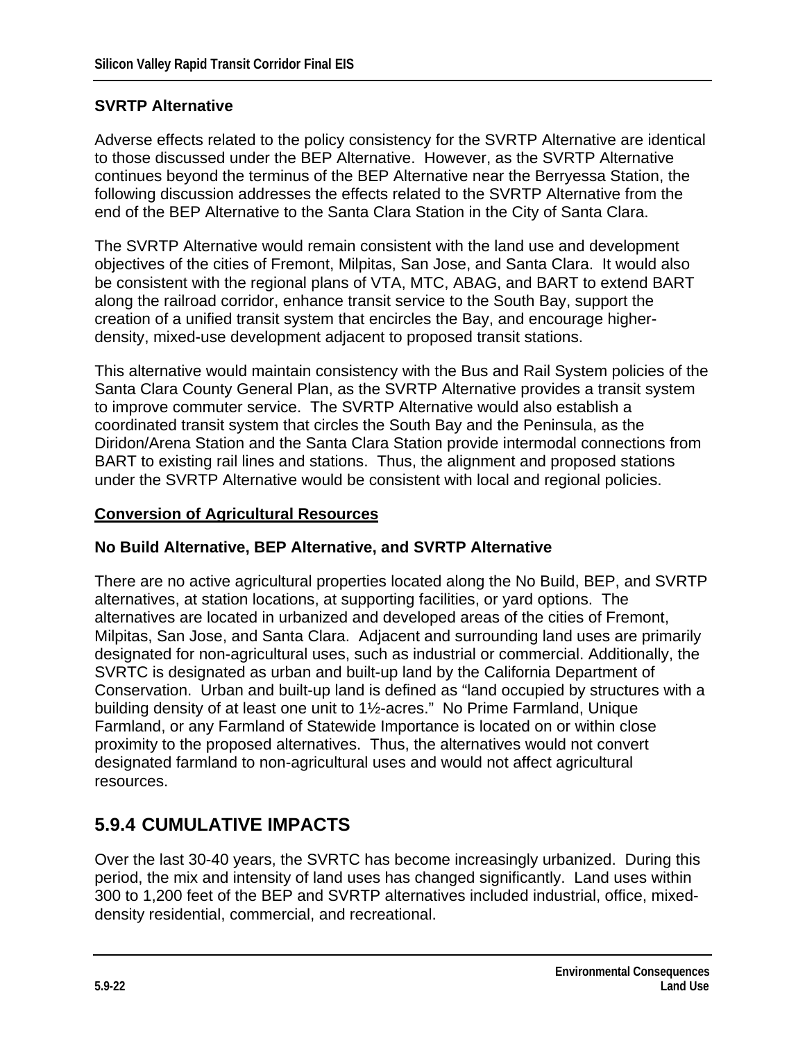**SVRTP Alternative**

Adverse effects related to the policy consistency for the SVRTP Alternative are identical to those discussed under the BEP Alternative. However, as the SVRTP Alternative continues beyond the terminus of the BEP Alternative near the Berryessa Station, the following discussion addresses the effects related to the SVRTP Alternative from the end of the BEP Alternative to the Santa Clara Station in the City of Santa Clara.

The SVRTP Alternative would remain consistent with the land use and development objectives of the cities of Fremont, Milpitas, San Jose, and Santa Clara. It would also be consistent with the regional plans of VTA, MTC, ABAG, and BART to extend BART along the railroad corridor, enhance transit service to the South Bay, support the creation of a unified transit system that encircles the Bay, and encourage higher-density, mixed-use development adjacent to proposed transit stations.

This alternative would maintain consistency with the Bus and Rail System policies of the Santa Clara County General Plan, as the SVRTP Alternative provides a transit system to improve commuter service. The SVRTP Alternative would also establish a coordinated transit system that circles the South Bay and the Peninsula, as the Diridon/Arena Station and the Santa Clara Station provide intermodal connections from BART to existing rail lines and stations. Thus, the alignment and proposed stations under the SVRTP Alternative would be consistent with local and regional policies.

**Conversion of Agricultural Resources**

**No Build Alternative, BEP Alternative, and SVRTP Alternative**

There are no active agricultural properties located along the No Build, BEP, and SVRTP alternatives, at station locations, at supporting facilities, or yard options. The alternatives are located in urbanized and developed areas of the cities of Fremont, Milpitas, San Jose, and Santa Clara. Adjacent and surrounding land uses are primarily designated for non-agricultural uses, such as industrial or commercial. Additionally, the SVRTC is designated as urban and built-up land by the California Department of Conservation. Urban and built-up land is defined as "land occupied by structures with a building density of at least one unit to 1½-acres." No Prime Farmland, Unique Farmland, or any Farmland of Statewide Importance is located on or within close proximity to the proposed alternatives. Thus, the alternatives would not convert designated farmland to non-agricultural uses and would not affect agricultural resources.

## 5.9.4 CUMULATIVE IMPACTS

Over the last 30-40 years, the SVRTC has become increasingly urbanized. During this period, the mix and intensity of land uses has changed significantly. Land uses within 300 to 1,200 feet of the BEP and SVRTP alternatives included industrial, office, mixed-density residential, commercial, and recreational.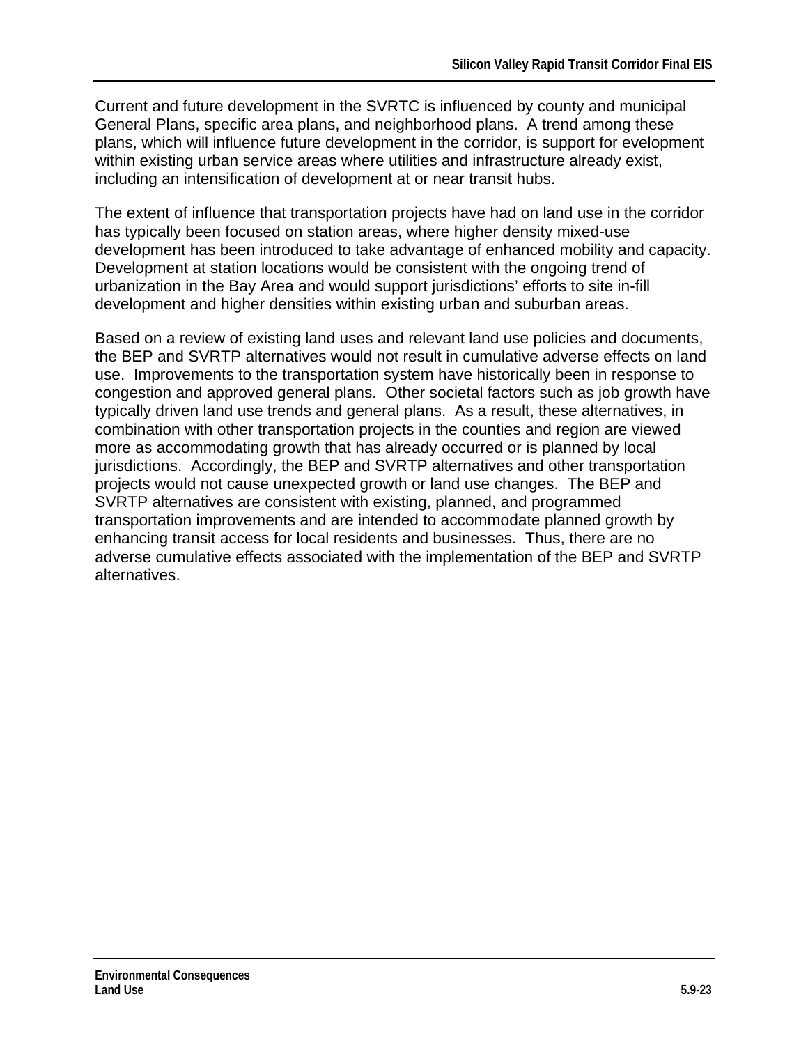Current and future development in the SVRTC is influenced by county and municipal General Plans, specific area plans, and neighborhood plans. A trend among these plans, which will influence future development in the corridor, is support for evelopment within existing urban service areas where utilities and infrastructure already exist, including an intensification of development at or near transit hubs.

The extent of influence that transportation projects have had on land use in the corridor has typically been focused on station areas, where higher density mixed-use development has been introduced to take advantage of enhanced mobility and capacity. Development at station locations would be consistent with the ongoing trend of urbanization in the Bay Area and would support jurisdictions' efforts to site in-fill development and higher densities within existing urban and suburban areas.

Based on a review of existing land uses and relevant land use policies and documents, the BEP and SVRTP alternatives would not result in cumulative adverse effects on land use. Improvements to the transportation system have historically been in response to congestion and approved general plans. Other societal factors such as job growth have typically driven land use trends and general plans. As a result, these alternatives, in combination with other transportation projects in the counties and region are viewed more as accommodating growth that has already occurred or is planned by local jurisdictions. Accordingly, the BEP and SVRTP alternatives and other transportation projects would not cause unexpected growth or land use changes. The BEP and SVRTP alternatives are consistent with existing, planned, and programmed transportation improvements and are intended to accommodate planned growth by enhancing transit access for local residents and businesses. Thus, there are no adverse cumulative effects associated with the implementation of the BEP and SVRTP alternatives.